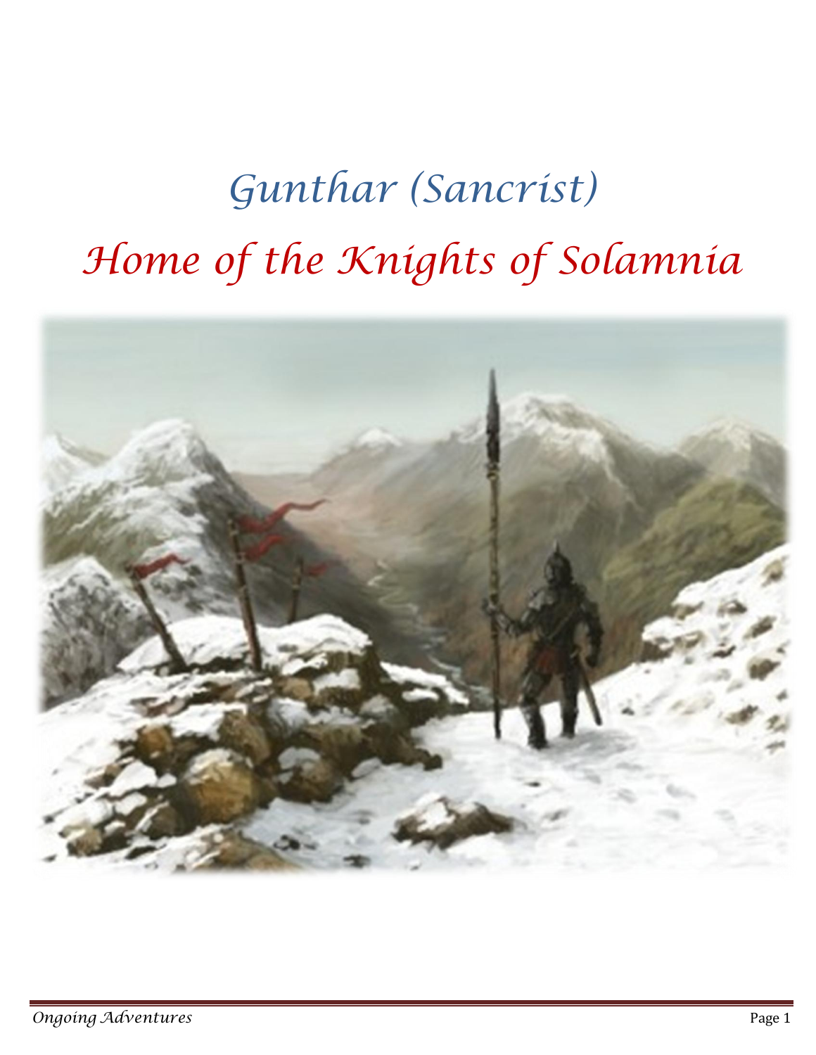# Gunthar (Sancrist)

# Home of the Knights of Solamnia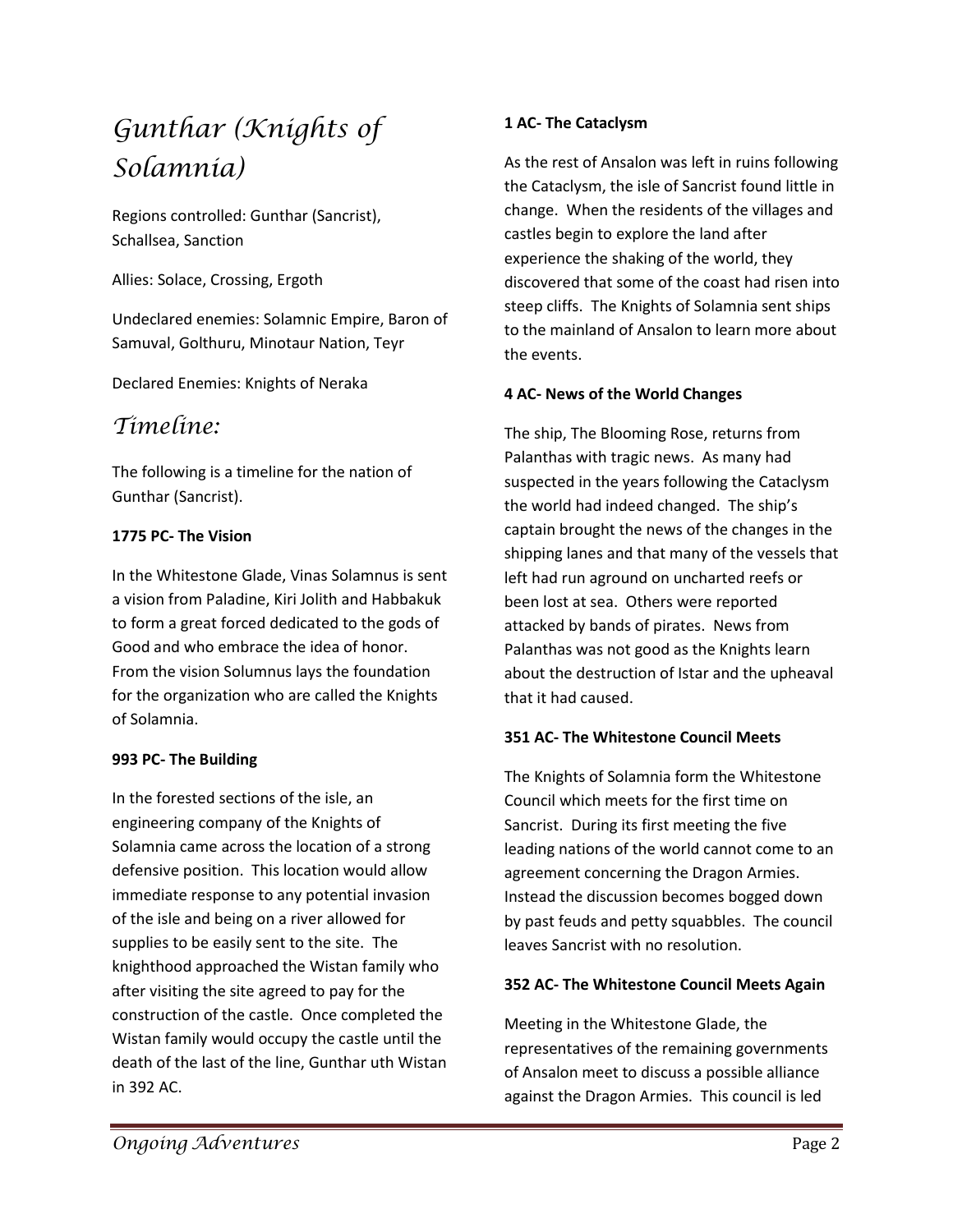# Gunthar (Knights of Solamnia)

Regions controlled: Gunthar (Sancrist), Schallsea, Sanction

Allies: Solace, Crossing, Ergoth

Undeclared enemies: Solamnic Empire, Baron of Samuval, Golthuru, Minotaur Nation, Teyr

Declared Enemies: Knights of Neraka

# Timeline:

The following is a timeline for the nation of Gunthar (Sancrist).

**1775 PC- The Vision**

In the Whitestone Glade, Vinas Solamnus is sent a vision from Paladine, Kiri Jolith and Habbakuk to form a great forced dedicated to the gods of Good and who embrace the idea of honor. From the vision Solumnus lays the foundation for the organization who are called the Knights of Solamnia.

**993 PC- The Building**

In the forested sections of the isle, an engineering company of the Knights of Solamnia came across the location of a strong defensive position. This location would allow immediate response to any potential invasion of the isle and being on a river allowed for supplies to be easily sent to the site. The knighthood approached the Wistan family who after visiting the site agreed to pay for the construction of the castle. Once completed the Wistan family would occupy the castle until the death of the last of the line, Gunthar uth Wistan in 392 AC.

**1 AC- The Cataclysm**

As the rest of Ansalon was left in ruins following the Cataclysm, the isle of Sancrist found little in change. When the residents of the villages and castles begin to explore the land after experience the shaking of the world, they discovered that some of the coast had risen into steep cliffs. The Knights of Solamnia sent ships to the mainland of Ansalon to learn more about the events.

**4 AC- News of the World Changes**

The ship, The Blooming Rose, returns from Palanthas with tragic news. As many had suspected in the years following the Cataclysm the world had indeed changed. The ship's captain brought the news of the changes in the shipping lanes and that many of the vessels that left had run aground on uncharted reefs or been lost at sea. Others were reported attacked by bands of pirates. News from Palanthas was not good as the Knights learn about the destruction of Istar and the upheaval that it had caused.

**351 AC- The Whitestone Council Meets**

The Knights of Solamnia form the Whitestone Council which meets for the first time on Sancrist. During its first meeting the five leading nations of the world cannot come to an agreement concerning the Dragon Armies. Instead the discussion becomes bogged down by past feuds and petty squabbles. The council leaves Sancrist with no resolution.

**352 AC- The Whitestone Council Meets Again**

Meeting in the Whitestone Glade, the representatives of the remaining governments of Ansalon meet to discuss a possible alliance against the Dragon Armies. This council is led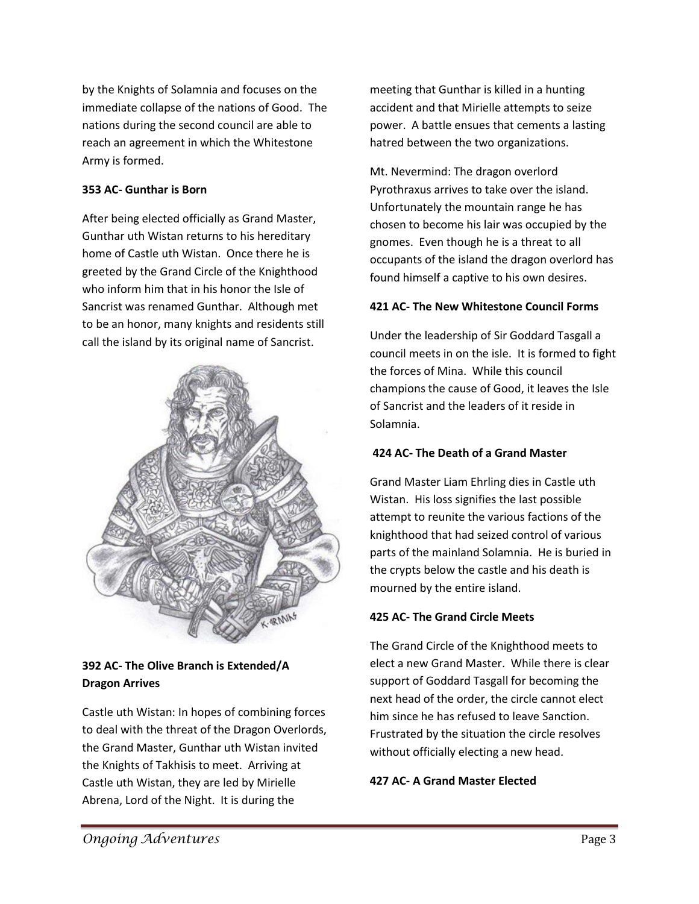by the Knights of Solamnia and focuses on the immediate collapse of the nations of Good. The nations during the second council are able to reach an agreement in which the Whitestone Army is formed.

**353 AC- Gunthar is Born**

After being elected officially as Grand Master, Gunthar uth Wistan returns to his hereditary home of Castle uth Wistan. Once there he is greeted by the Grand Circle of the Knighthood who inform him that in his honor the Isle of Sancrist was renamed Gunthar. Although met to be an honor, many knights and residents still call the island by its original name of Sancrist.

**392 AC- The Olive Branch is Extended/A Dragon Arrives**

Castle uth Wistan: In hopes of combining forces to deal with the threat of the Dragon Overlords, the Grand Master, Gunthar uth Wistan invited the Knights of Takhisis to meet. Arriving at Castle uth Wistan, they are led by Mirielle Abrena, Lord of the Night. It is during the meeting that Gunthar is killed in a hunting accident and that Mirielle attempts to seize power. A battle ensues that cements a lasting hatred between the two organizations.

Mt. Nevermind: The dragon overlord Pyrothraxus arrives to take over the island. Unfortunately the mountain range he has chosen to become his lair was occupied by the gnomes. Even though he is a threat to all occupants of the island the dragon overlord has found himself a captive to his own desires.

**421 AC- The New Whitestone Council Forms**

Under the leadership of Sir Goddard Tasgall a council meets in on the isle. It is formed to fight the forces of Mina. While this council champions the cause of Good, it leaves the Isle of Sancrist and the leaders of it reside in Solamnia.

**424 AC- The Death of a Grand Master**

Grand Master Liam Ehrling dies in Castle uth Wistan. His loss signifies the last possible attempt to reunite the various factions of the knighthood that had seized control of various parts of the mainland Solamnia. He is buried in the crypts below the castle and his death is mourned by the entire island.

**425 AC- The Grand Circle Meets**

The Grand Circle of the Knighthood meets to elect a new Grand Master. While there is clear support of Goddard Tasgall for becoming the next head of the order, the circle cannot elect him since he has refused to leave Sanction. Frustrated by the situation the circle resolves without officially electing a new head.

**427 AC- A Grand Master Elected**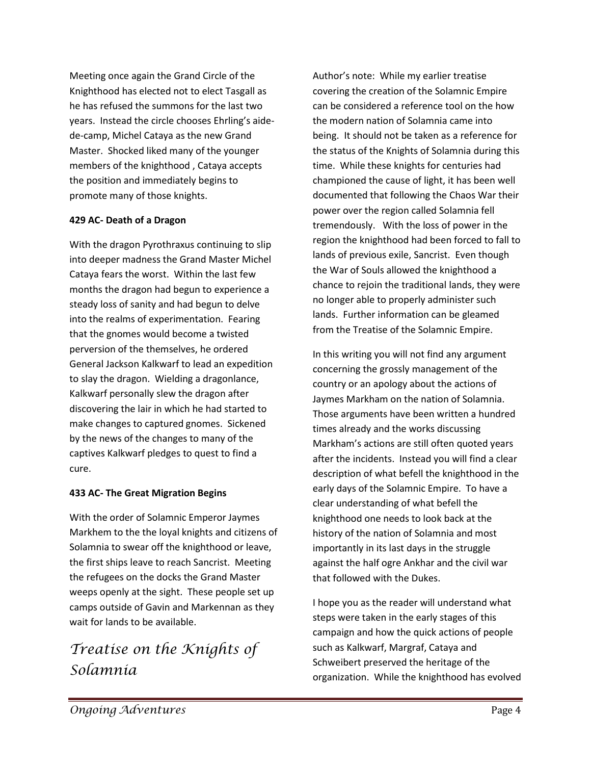Meeting once again the Grand Circle of the Knighthood has elected not to elect Tasgall as he has refused the summons for the last two years. Instead the circle chooses Ehrling's aide-de-camp, Michel Cataya as the new Grand Master. Shocked liked many of the younger members of the knighthood , Cataya accepts the position and immediately begins to promote many of those knights.

**429 AC- Death of a Dragon**

With the dragon Pyrothraxus continuing to slip into deeper madness the Grand Master Michel Cataya fears the worst. Within the last few months the dragon had begun to experience a steady loss of sanity and had begun to delve into the realms of experimentation. Fearing that the gnomes would become a twisted perversion of the themselves, he ordered General Jackson Kalkwarf to lead an expedition to slay the dragon. Wielding a dragonlance, Kalkwarf personally slew the dragon after discovering the lair in which he had started to make changes to captured gnomes. Sickened by the news of the changes to many of the captives Kalkwarf pledges to quest to find a cure.

**433 AC- The Great Migration Begins**

With the order of Solamnic Emperor Jaymes Markhem to the the loyal knights and citizens of Solamnia to swear off the knighthood or leave, the first ships leave to reach Sancrist. Meeting the refugees on the docks the Grand Master weeps openly at the sight. These people set up camps outside of Gavin and Markennan as they wait for lands to be available.

# *Treatise on the Knights of Solamnia*

Author's note: While my earlier treatise covering the creation of the Solamnic Empire can be considered a reference tool on the how the modern nation of Solamnia came into being. It should not be taken as a reference for the status of the Knights of Solamnia during this time. While these knights for centuries had championed the cause of light, it has been well documented that following the Chaos War their power over the region called Solamnia fell tremendously. With the loss of power in the region the knighthood had been forced to fall to lands of previous exile, Sancrist. Even though the War of Souls allowed the knighthood a chance to rejoin the traditional lands, they were no longer able to properly administer such lands. Further information can be gleamed from the Treatise of the Solamnic Empire.

In this writing you will not find any argument concerning the grossly management of the country or an apology about the actions of Jaymes Markham on the nation of Solamnia. Those arguments have been written a hundred times already and the works discussing Markham's actions are still often quoted years after the incidents. Instead you will find a clear description of what befell the knighthood in the early days of the Solamnic Empire. To have a clear understanding of what befell the knighthood one needs to look back at the history of the nation of Solamnia and most importantly in its last days in the struggle against the half ogre Ankhar and the civil war that followed with the Dukes.

I hope you as the reader will understand what steps were taken in the early stages of this campaign and how the quick actions of people such as Kalkwarf, Margraf, Cataya and Schweibert preserved the heritage of the organization. While the knighthood has evolved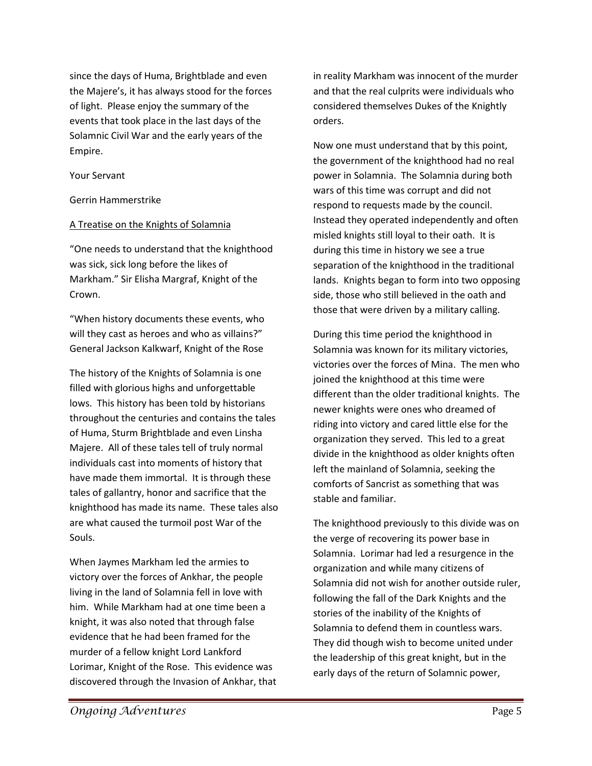since the days of Huma, Brightblade and even the Majere's, it has always stood for the forces of light. Please enjoy the summary of the events that took place in the last days of the Solamnic Civil War and the early years of the Empire.

Your Servant

Gerrin Hammerstrike

## A Treatise on the Knights of Solamnia

"One needs to understand that the knighthood was sick, sick long before the likes of Markham." Sir Elisha Margraf, Knight of the Crown.

"When history documents these events, who will they cast as heroes and who as villains?" General Jackson Kalkwarf, Knight of the Rose

The history of the Knights of Solamnia is one filled with glorious highs and unforgettable lows. This history has been told by historians throughout the centuries and contains the tales of Huma, Sturm Brightblade and even Linsha Majere. All of these tales tell of truly normal individuals cast into moments of history that have made them immortal. It is through these tales of gallantry, honor and sacrifice that the knighthood has made its name. These tales also are what caused the turmoil post War of the Souls.

When Jaymes Markham led the armies to victory over the forces of Ankhar, the people living in the land of Solamnia fell in love with him. While Markham had at one time been a knight, it was also noted that through false evidence that he had been framed for the murder of a fellow knight Lord Lankford Lorimar, Knight of the Rose. This evidence was discovered through the Invasion of Ankhar, that in reality Markham was innocent of the murder and that the real culprits were individuals who considered themselves Dukes of the Knightly orders.

Now one must understand that by this point, the government of the knighthood had no real power in Solamnia. The Solamnia during both wars of this time was corrupt and did not respond to requests made by the council. Instead they operated independently and often misled knights still loyal to their oath. It is during this time in history we see a true separation of the knighthood in the traditional lands. Knights began to form into two opposing side, those who still believed in the oath and those that were driven by a military calling.

During this time period the knighthood in Solamnia was known for its military victories, victories over the forces of Mina. The men who joined the knighthood at this time were different than the older traditional knights. The newer knights were ones who dreamed of riding into victory and cared little else for the organization they served. This led to a great divide in the knighthood as older knights often left the mainland of Solamnia, seeking the comforts of Sancrist as something that was stable and familiar.

The knighthood previously to this divide was on the verge of recovering its power base in Solamnia. Lorimar had led a resurgence in the organization and while many citizens of Solamnia did not wish for another outside ruler, following the fall of the Dark Knights and the stories of the inability of the Knights of Solamnia to defend them in countless wars. They did though wish to become united under the leadership of this great knight, but in the early days of the return of Solamnic power,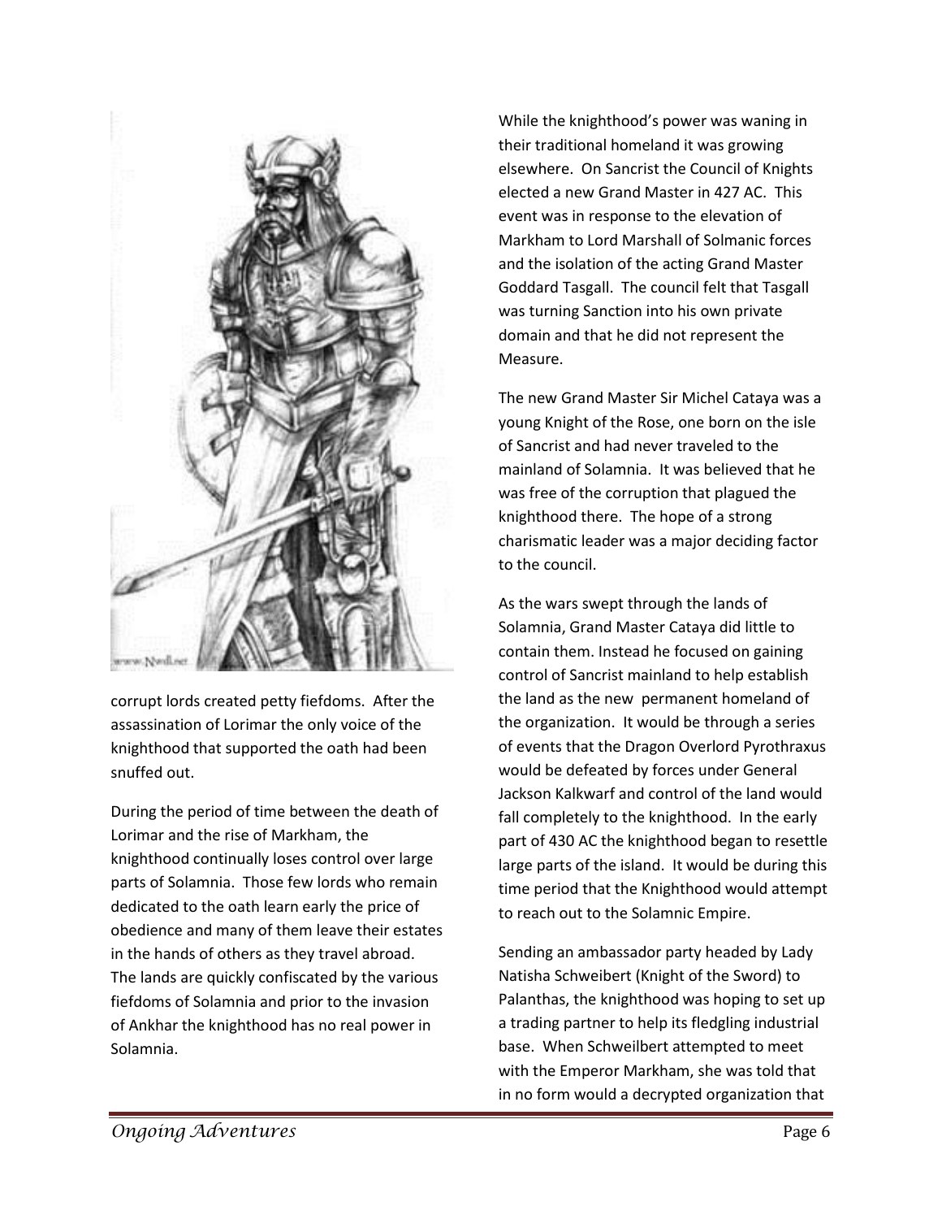corrupt lords created petty fiefdoms. After the assassination of Lorimar the only voice of the knighthood that supported the oath had been snuffed out.

During the period of time between the death of Lorimar and the rise of Markham, the knighthood continually loses control over large parts of Solamnia. Those few lords who remain dedicated to the oath learn early the price of obedience and many of them leave their estates in the hands of others as they travel abroad. The lands are quickly confiscated by the various fiefdoms of Solamnia and prior to the invasion of Ankhar the knighthood has no real power in Solamnia.

While the knighthood's power was waning in their traditional homeland it was growing elsewhere. On Sancrist the Council of Knights elected a new Grand Master in 427 AC. This event was in response to the elevation of Markham to Lord Marshall of Solmanic forces and the isolation of the acting Grand Master Goddard Tasgall. The council felt that Tasgall was turning Sanction into his own private domain and that he did not represent the Measure.

The new Grand Master Sir Michel Cataya was a young Knight of the Rose, one born on the isle of Sancrist and had never traveled to the mainland of Solamnia. It was believed that he was free of the corruption that plagued the knighthood there. The hope of a strong charismatic leader was a major deciding factor to the council.

As the wars swept through the lands of Solamnia, Grand Master Cataya did little to contain them. Instead he focused on gaining control of Sancrist mainland to help establish the land as the new permanent homeland of the organization. It would be through a series of events that the Dragon Overlord Pyrothraxus would be defeated by forces under General Jackson Kalkwarf and control of the land would fall completely to the knighthood. In the early part of 430 AC the knighthood began to resettle large parts of the island. It would be during this time period that the Knighthood would attempt to reach out to the Solamnic Empire.

Sending an ambassador party headed by Lady Natisha Schweibert (Knight of the Sword) to Palanthas, the knighthood was hoping to set up a trading partner to help its fledgling industrial base. When Schweilbert attempted to meet with the Emperor Markham, she was told that in no form would a decrypted organization that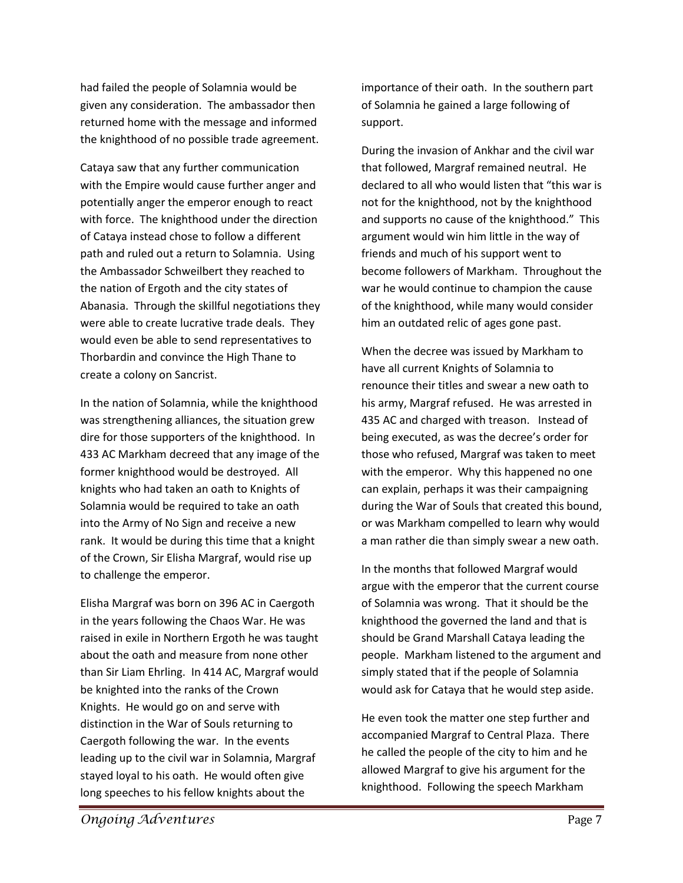had failed the people of Solamnia would be given any consideration. The ambassador then returned home with the message and informed the knighthood of no possible trade agreement.

Cataya saw that any further communication with the Empire would cause further anger and potentially anger the emperor enough to react with force. The knighthood under the direction of Cataya instead chose to follow a different path and ruled out a return to Solamnia. Using the Ambassador Schweilbert they reached to the nation of Ergoth and the city states of Abanasia. Through the skillful negotiations they were able to create lucrative trade deals. They would even be able to send representatives to Thorbardin and convince the High Thane to create a colony on Sancrist.

In the nation of Solamnia, while the knighthood was strengthening alliances, the situation grew dire for those supporters of the knighthood. In 433 AC Markham decreed that any image of the former knighthood would be destroyed. All knights who had taken an oath to Knights of Solamnia would be required to take an oath into the Army of No Sign and receive a new rank. It would be during this time that a knight of the Crown, Sir Elisha Margraf, would rise up to challenge the emperor.

Elisha Margraf was born on 396 AC in Caergoth in the years following the Chaos War. He was raised in exile in Northern Ergoth he was taught about the oath and measure from none other than Sir Liam Ehrling. In 414 AC, Margraf would be knighted into the ranks of the Crown Knights. He would go on and serve with distinction in the War of Souls returning to Caergoth following the war. In the events leading up to the civil war in Solamnia, Margraf stayed loyal to his oath. He would often give long speeches to his fellow knights about the importance of their oath. In the southern part of Solamnia he gained a large following of support.

During the invasion of Ankhar and the civil war that followed, Margraf remained neutral. He declared to all who would listen that "this war is not for the knighthood, not by the knighthood and supports no cause of the knighthood." This argument would win him little in the way of friends and much of his support went to become followers of Markham. Throughout the war he would continue to champion the cause of the knighthood, while many would consider him an outdated relic of ages gone past.

When the decree was issued by Markham to have all current Knights of Solamnia to renounce their titles and swear a new oath to his army, Margraf refused. He was arrested in 435 AC and charged with treason. Instead of being executed, as was the decree's order for those who refused, Margraf was taken to meet with the emperor. Why this happened no one can explain, perhaps it was their campaigning during the War of Souls that created this bound, or was Markham compelled to learn why would a man rather die than simply swear a new oath.

In the months that followed Margraf would argue with the emperor that the current course of Solamnia was wrong. That it should be the knighthood the governed the land and that is should be Grand Marshall Cataya leading the people. Markham listened to the argument and simply stated that if the people of Solamnia would ask for Cataya that he would step aside.

He even took the matter one step further and accompanied Margraf to Central Plaza. There he called the people of the city to him and he allowed Margraf to give his argument for the knighthood. Following the speech Markham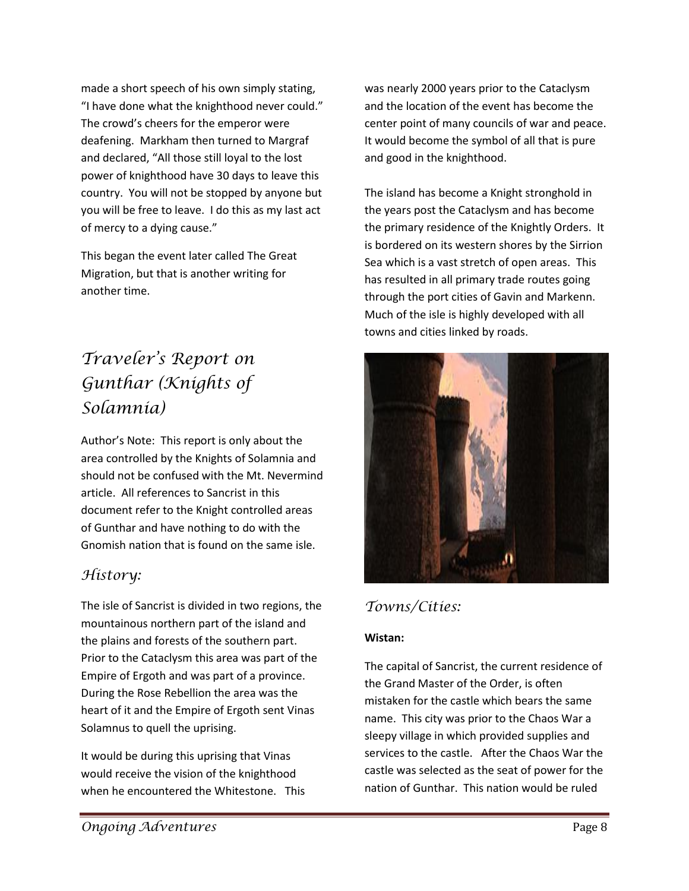made a short speech of his own simply stating, "I have done what the knighthood never could." The crowd's cheers for the emperor were deafening. Markham then turned to Margraf and declared, "All those still loyal to the lost power of knighthood have 30 days to leave this country. You will not be stopped by anyone but you will be free to leave. I do this as my last act of mercy to a dying cause."

This began the event later called The Great Migration, but that is another writing for another time.

# *Traveler's Report on Gunthar (Knights of Solamnia)*

Author's Note: This report is only about the area controlled by the Knights of Solamnia and should not be confused with the Mt. Nevermind article. All references to Sancrist in this document refer to the Knight controlled areas of Gunthar and have nothing to do with the Gnomish nation that is found on the same isle.

## *History:*

The isle of Sancrist is divided in two regions, the mountainous northern part of the island and the plains and forests of the southern part. Prior to the Cataclysm this area was part of the Empire of Ergoth and was part of a province. During the Rose Rebellion the area was the heart of it and the Empire of Ergoth sent Vinas Solamnus to quell the uprising.

It would be during this uprising that Vinas would receive the vision of the knighthood when he encountered the Whitestone. This was nearly 2000 years prior to the Cataclysm and the location of the event has become the center point of many councils of war and peace. It would become the symbol of all that is pure and good in the knighthood.

The island has become a Knight stronghold in the years post the Cataclysm and has become the primary residence of the Knightly Orders. It is bordered on its western shores by the Sirrion Sea which is a vast stretch of open areas. This has resulted in all primary trade routes going through the port cities of Gavin and Markenn. Much of the isle is highly developed with all towns and cities linked by roads.

## *Towns/Cities:*

**Wistan:**

The capital of Sancrist, the current residence of the Grand Master of the Order, is often mistaken for the castle which bears the same name. This city was prior to the Chaos War a sleepy village in which provided supplies and services to the castle. After the Chaos War the castle was selected as the seat of power for the nation of Gunthar. This nation would be ruled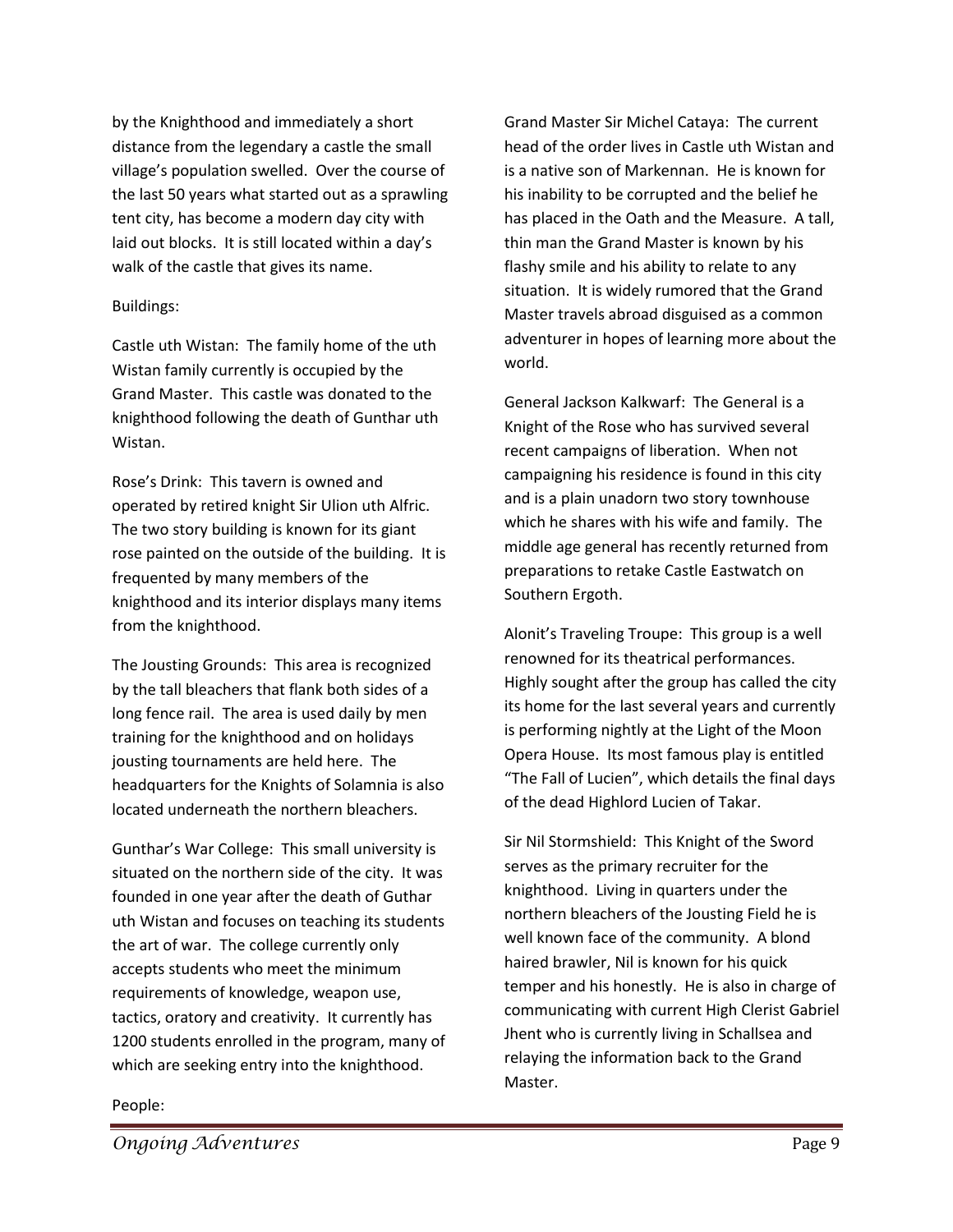by the Knighthood and immediately a short distance from the legendary a castle the small village's population swelled. Over the course of the last 50 years what started out as a sprawling tent city, has become a modern day city with laid out blocks. It is still located within a day's walk of the castle that gives its name.

Buildings:

Castle uth Wistan: The family home of the uth Wistan family currently is occupied by the Grand Master. This castle was donated to the knighthood following the death of Gunthar uth Wistan.

Rose's Drink: This tavern is owned and operated by retired knight Sir Ulion uth Alfric. The two story building is known for its giant rose painted on the outside of the building. It is frequented by many members of the knighthood and its interior displays many items from the knighthood.

The Jousting Grounds: This area is recognized by the tall bleachers that flank both sides of a long fence rail. The area is used daily by men training for the knighthood and on holidays jousting tournaments are held here. The headquarters for the Knights of Solamnia is also located underneath the northern bleachers.

Gunthar's War College: This small university is situated on the northern side of the city. It was founded in one year after the death of Guthar uth Wistan and focuses on teaching its students the art of war. The college currently only accepts students who meet the minimum requirements of knowledge, weapon use, tactics, oratory and creativity. It currently has 1200 students enrolled in the program, many of which are seeking entry into the knighthood.

People:

Grand Master Sir Michel Cataya: The current head of the order lives in Castle uth Wistan and is a native son of Markennan. He is known for his inability to be corrupted and the belief he has placed in the Oath and the Measure. A tall, thin man the Grand Master is known by his flashy smile and his ability to relate to any situation. It is widely rumored that the Grand Master travels abroad disguised as a common adventurer in hopes of learning more about the world.

General Jackson Kalkwarf: The General is a Knight of the Rose who has survived several recent campaigns of liberation. When not campaigning his residence is found in this city and is a plain unadorn two story townhouse which he shares with his wife and family. The middle age general has recently returned from preparations to retake Castle Eastwatch on Southern Ergoth.

Alonit's Traveling Troupe: This group is a well renowned for its theatrical performances. Highly sought after the group has called the city its home for the last several years and currently is performing nightly at the Light of the Moon Opera House. Its most famous play is entitled "The Fall of Lucien", which details the final days of the dead Highlord Lucien of Takar.

Sir Nil Stormshield: This Knight of the Sword serves as the primary recruiter for the knighthood. Living in quarters under the northern bleachers of the Jousting Field he is well known face of the community. A blond haired brawler, Nil is known for his quick temper and his honestly. He is also in charge of communicating with current High Clerist Gabriel Jhent who is currently living in Schallsea and relaying the information back to the Grand Master.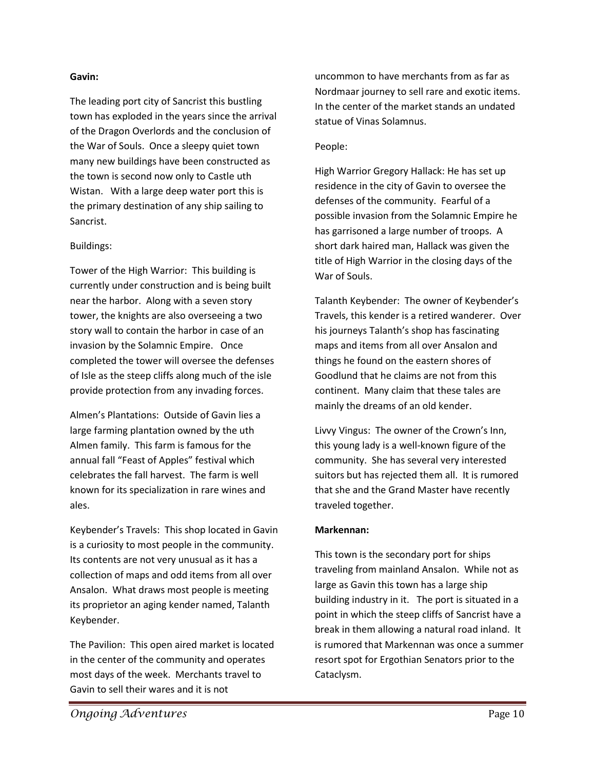**Gavin:**

The leading port city of Sancrist this bustling town has exploded in the years since the arrival of the Dragon Overlords and the conclusion of the War of Souls. Once a sleepy quiet town many new buildings have been constructed as the town is second now only to Castle uth Wistan. With a large deep water port this is the primary destination of any ship sailing to Sancrist.

Buildings:

Tower of the High Warrior: This building is currently under construction and is being built near the harbor. Along with a seven story tower, the knights are also overseeing a two story wall to contain the harbor in case of an invasion by the Solamnic Empire. Once completed the tower will oversee the defenses of Isle as the steep cliffs along much of the isle provide protection from any invading forces.

Almen's Plantations: Outside of Gavin lies a large farming plantation owned by the uth Almen family. This farm is famous for the annual fall "Feast of Apples" festival which celebrates the fall harvest. The farm is well known for its specialization in rare wines and ales.

Keybender's Travels: This shop located in Gavin is a curiosity to most people in the community. Its contents are not very unusual as it has a collection of maps and odd items from all over Ansalon. What draws most people is meeting its proprietor an aging kender named, Talanth Keybender.

The Pavilion: This open aired market is located in the center of the community and operates most days of the week. Merchants travel to Gavin to sell their wares and it is not uncommon to have merchants from as far as Nordmaar journey to sell rare and exotic items. In the center of the market stands an undated statue of Vinas Solamnus.

People:

High Warrior Gregory Hallack: He has set up residence in the city of Gavin to oversee the defenses of the community. Fearful of a possible invasion from the Solamnic Empire he has garrisoned a large number of troops. A short dark haired man, Hallack was given the title of High Warrior in the closing days of the War of Souls.

Talanth Keybender: The owner of Keybender's Travels, this kender is a retired wanderer. Over his journeys Talanth's shop has fascinating maps and items from all over Ansalon and things he found on the eastern shores of Goodlund that he claims are not from this continent. Many claim that these tales are mainly the dreams of an old kender.

Livvy Vingus: The owner of the Crown's Inn, this young lady is a well-known figure of the community. She has several very interested suitors but has rejected them all. It is rumored that she and the Grand Master have recently traveled together.

**Markennan:**

This town is the secondary port for ships traveling from mainland Ansalon. While not as large as Gavin this town has a large ship building industry in it. The port is situated in a point in which the steep cliffs of Sancrist have a break in them allowing a natural road inland. It is rumored that Markennan was once a summer resort spot for Ergothian Senators prior to the Cataclysm.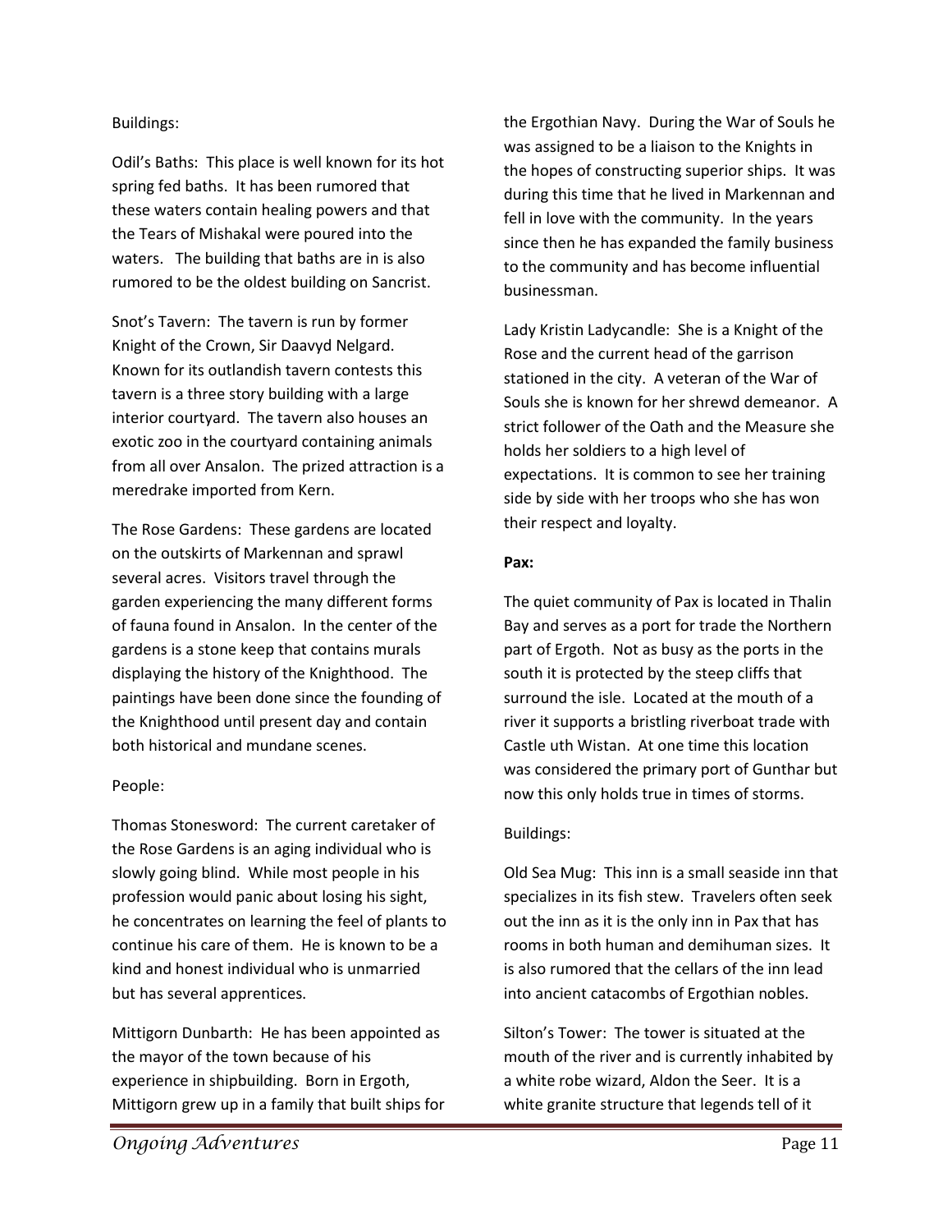Buildings:

Odil's Baths: This place is well known for its hot spring fed baths. It has been rumored that these waters contain healing powers and that the Tears of Mishakal were poured into the waters. The building that baths are in is also rumored to be the oldest building on Sancrist.

Snot's Tavern: The tavern is run by former Knight of the Crown, Sir Daavyd Nelgard. Known for its outlandish tavern contests this tavern is a three story building with a large interior courtyard. The tavern also houses an exotic zoo in the courtyard containing animals from all over Ansalon. The prized attraction is a meredrake imported from Kern.

The Rose Gardens: These gardens are located on the outskirts of Markennan and sprawl several acres. Visitors travel through the garden experiencing the many different forms of fauna found in Ansalon. In the center of the gardens is a stone keep that contains murals displaying the history of the Knighthood. The paintings have been done since the founding of the Knighthood until present day and contain both historical and mundane scenes.

People:

Thomas Stonesword: The current caretaker of the Rose Gardens is an aging individual who is slowly going blind. While most people in his profession would panic about losing his sight, he concentrates on learning the feel of plants to continue his care of them. He is known to be a kind and honest individual who is unmarried but has several apprentices.

Mittigorn Dunbarth: He has been appointed as the mayor of the town because of his experience in shipbuilding. Born in Ergoth, Mittigorn grew up in a family that built ships for the Ergothian Navy. During the War of Souls he was assigned to be a liaison to the Knights in the hopes of constructing superior ships. It was during this time that he lived in Markennan and fell in love with the community. In the years since then he has expanded the family business to the community and has become influential businessman.

Lady Kristin Ladycandle: She is a Knight of the Rose and the current head of the garrison stationed in the city. A veteran of the War of Souls she is known for her shrewd demeanor. A strict follower of the Oath and the Measure she holds her soldiers to a high level of expectations. It is common to see her training side by side with her troops who she has won their respect and loyalty.

**Pax:**

The quiet community of Pax is located in Thalin Bay and serves as a port for trade the Northern part of Ergoth. Not as busy as the ports in the south it is protected by the steep cliffs that surround the isle. Located at the mouth of a river it supports a bristling riverboat trade with Castle uth Wistan. At one time this location was considered the primary port of Gunthar but now this only holds true in times of storms.

Buildings:

Old Sea Mug: This inn is a small seaside inn that specializes in its fish stew. Travelers often seek out the inn as it is the only inn in Pax that has rooms in both human and demihuman sizes. It is also rumored that the cellars of the inn lead into ancient catacombs of Ergothian nobles.

Silton's Tower: The tower is situated at the mouth of the river and is currently inhabited by a white robe wizard, Aldon the Seer. It is a white granite structure that legends tell of it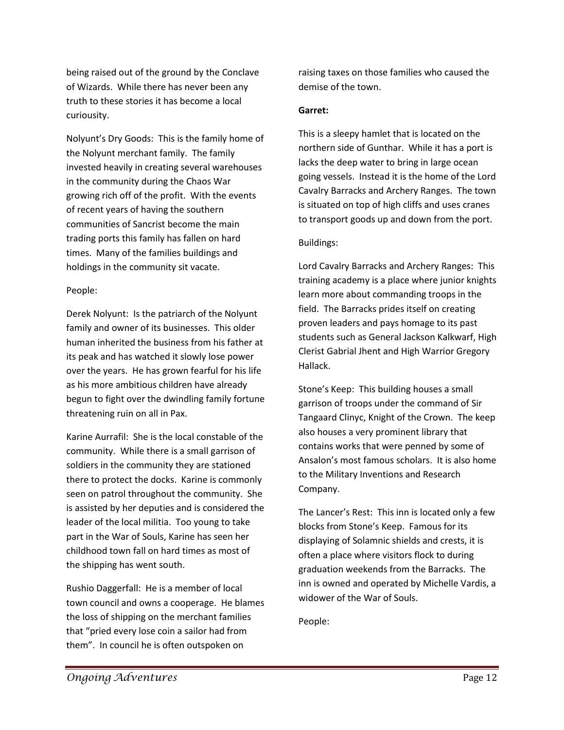being raised out of the ground by the Conclave of Wizards. While there has never been any truth to these stories it has become a local curiousity.

Nolyunt's Dry Goods: This is the family home of the Nolyunt merchant family. The family invested heavily in creating several warehouses in the community during the Chaos War growing rich off of the profit. With the events of recent years of having the southern communities of Sancrist become the main trading ports this family has fallen on hard times. Many of the families buildings and holdings in the community sit vacate.

People:

Derek Nolyunt: Is the patriarch of the Nolyunt family and owner of its businesses. This older human inherited the business from his father at its peak and has watched it slowly lose power over the years. He has grown fearful for his life as his more ambitious children have already begun to fight over the dwindling family fortune threatening ruin on all in Pax.

Karine Aurrafil: She is the local constable of the community. While there is a small garrison of soldiers in the community they are stationed there to protect the docks. Karine is commonly seen on patrol throughout the community. She is assisted by her deputies and is considered the leader of the local militia. Too young to take part in the War of Souls, Karine has seen her childhood town fall on hard times as most of the shipping has went south.

Rushio Daggerfall: He is a member of local town council and owns a cooperage. He blames the loss of shipping on the merchant families that "pried every lose coin a sailor had from them". In council he is often outspoken on raising taxes on those families who caused the demise of the town.

**Garret:**

This is a sleepy hamlet that is located on the northern side of Gunthar. While it has a port is lacks the deep water to bring in large ocean going vessels. Instead it is the home of the Lord Cavalry Barracks and Archery Ranges. The town is situated on top of high cliffs and uses cranes to transport goods up and down from the port.

Buildings:

Lord Cavalry Barracks and Archery Ranges: This training academy is a place where junior knights learn more about commanding troops in the field. The Barracks prides itself on creating proven leaders and pays homage to its past students such as General Jackson Kalkwarf, High Clerist Gabrial Jhent and High Warrior Gregory Hallack.

Stone's Keep: This building houses a small garrison of troops under the command of Sir Tangaard Clinyc, Knight of the Crown. The keep also houses a very prominent library that contains works that were penned by some of Ansalon's most famous scholars. It is also home to the Military Inventions and Research Company.

The Lancer's Rest: This inn is located only a few blocks from Stone's Keep. Famous for its displaying of Solamnic shields and crests, it is often a place where visitors flock to during graduation weekends from the Barracks. The inn is owned and operated by Michelle Vardis, a widower of the War of Souls.

People: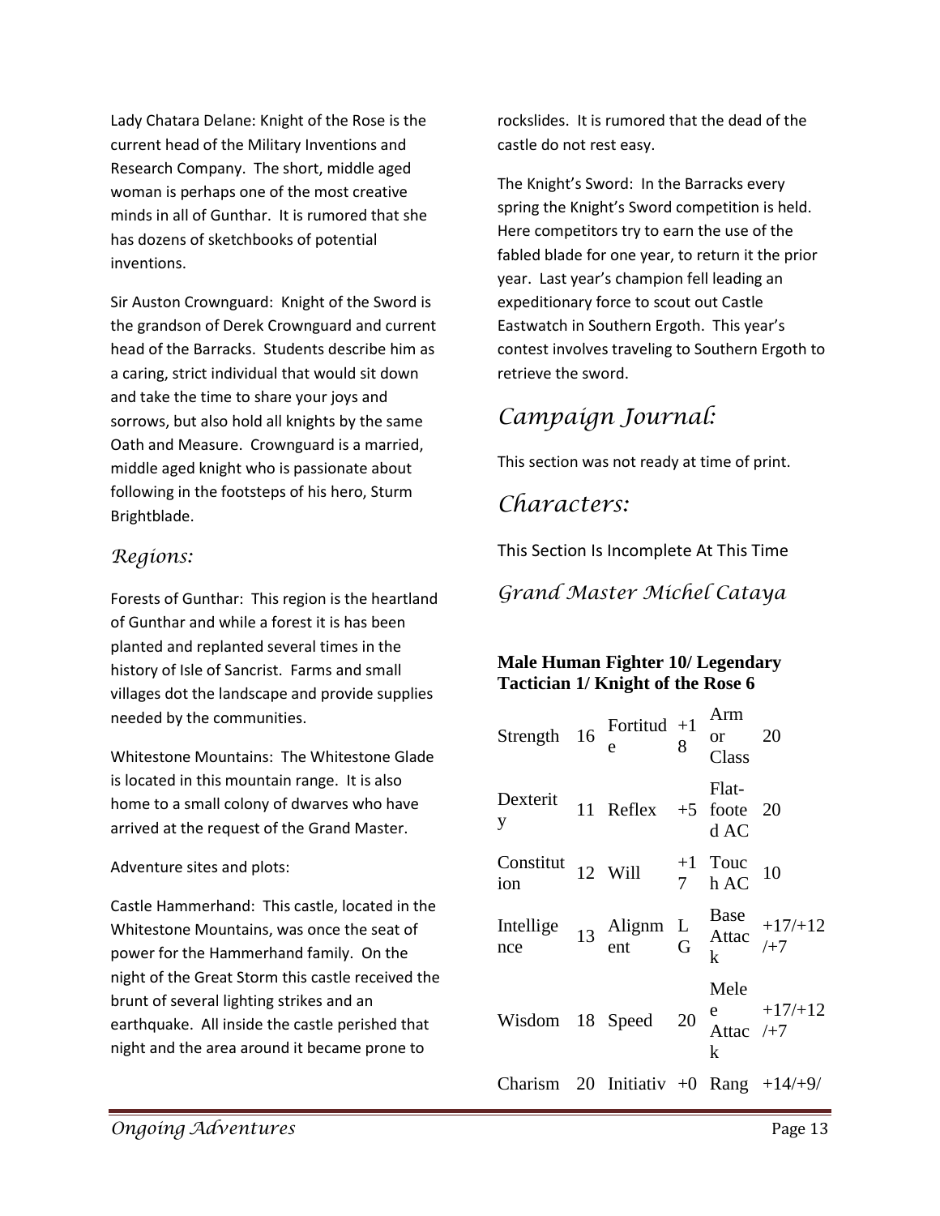Lady Chatara Delane: Knight of the Rose is the current head of the Military Inventions and Research Company. The short, middle aged woman is perhaps one of the most creative minds in all of Gunthar. It is rumored that she has dozens of sketchbooks of potential inventions.

Sir Auston Crownguard: Knight of the Sword is the grandson of Derek Crownguard and current head of the Barracks. Students describe him as a caring, strict individual that would sit down and take the time to share your joys and sorrows, but also hold all knights by the same Oath and Measure. Crownguard is a married, middle aged knight who is passionate about following in the footsteps of his hero, Sturm Brightblade.

## *Regions:*

Forests of Gunthar: This region is the heartland of Gunthar and while a forest it is has been planted and replanted several times in the history of Isle of Sancrist. Farms and small villages dot the landscape and provide supplies needed by the communities.

Whitestone Mountains: The Whitestone Glade is located in this mountain range. It is also home to a small colony of dwarves who have arrived at the request of the Grand Master.

Adventure sites and plots:

Castle Hammerhand: This castle, located in the Whitestone Mountains, was once the seat of power for the Hammerhand family. On the night of the Great Storm this castle received the brunt of several lighting strikes and an earthquake. All inside the castle perished that night and the area around it became prone to rockslides. It is rumored that the dead of the castle do not rest easy.

The Knight's Sword: In the Barracks every spring the Knight's Sword competition is held. Here competitors try to earn the use of the fabled blade for one year, to return it the prior year. Last year's champion fell leading an expeditionary force to scout out Castle Eastwatch in Southern Ergoth. This year's contest involves traveling to Southern Ergoth to retrieve the sword.

# *Campaign Journal:*

This section was not ready at time of print.

# *Characters:*

This Section Is Incomplete At This Time

## *Grand Master Michel Cataya*

**Male Human Fighter 10/ Legendary Tactician 1/ Knight of the Rose 6**

| | | | | | |
|---|---|---|---|---|---|
| Strength | 16 | Fortitude | +18 | Armor Class | 20 |
| Dexterity | 11 | Reflex | +5 | Flat-footed AC | 20 |
| Constitution | 12 | Will | +17 | Touch AC | 10 |
| Intelligence | 13 | Alignment | LG | Base Attack | +17/+12/+7 |
| Wisdom | 18 | Speed | 20 | Melee Attack | +17/+12/+7 |
| Charism | 20 | Initiativ | +0 | Rang | +14/+9/ |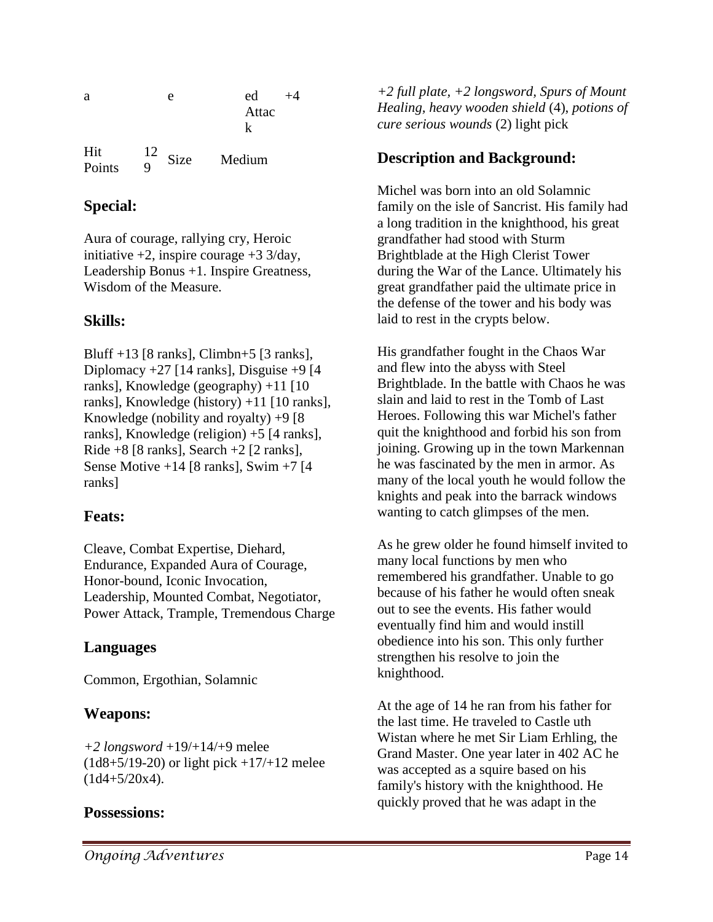| a | e | ed Attack | +4 |
|---|---|---|---|
| Hit Points | 129 | Size | Medium |

## Special:

Aura of courage, rallying cry, Heroic initiative +2, inspire courage +3 3/day, Leadership Bonus +1. Inspire Greatness, Wisdom of the Measure.

## Skills:

Bluff +13 [8 ranks], Climbn+5 [3 ranks], Diplomacy +27 [14 ranks], Disguise +9 [4 ranks], Knowledge (geography) +11 [10 ranks], Knowledge (history) +11 [10 ranks], Knowledge (nobility and royalty) +9 [8 ranks], Knowledge (religion) +5 [4 ranks], Ride +8 [8 ranks], Search +2 [2 ranks], Sense Motive +14 [8 ranks], Swim +7 [4 ranks]

## Feats:

Cleave, Combat Expertise, Diehard, Endurance, Expanded Aura of Courage, Honor-bound, Iconic Invocation, Leadership, Mounted Combat, Negotiator, Power Attack, Trample, Tremendous Charge

## Languages

Common, Ergothian, Solamnic

## Weapons:

*+2 longsword* +19/+14/+9 melee (1d8+5/19-20) or light pick +17/+12 melee (1d4+5/20x4).

## Possessions:

*+2 full plate, +2 longsword, Spurs of Mount Healing, heavy wooden shield* (4), *potions of cure serious wounds* (2) light pick

## Description and Background:

Michel was born into an old Solamnic family on the isle of Sancrist. His family had a long tradition in the knighthood, his great grandfather had stood with Sturm Brightblade at the High Clerist Tower during the War of the Lance. Ultimately his great grandfather paid the ultimate price in the defense of the tower and his body was laid to rest in the crypts below.

His grandfather fought in the Chaos War and flew into the abyss with Steel Brightblade. In the battle with Chaos he was slain and laid to rest in the Tomb of Last Heroes. Following this war Michel's father quit the knighthood and forbid his son from joining. Growing up in the town Markennan he was fascinated by the men in armor. As many of the local youth he would follow the knights and peak into the barrack windows wanting to catch glimpses of the men.

As he grew older he found himself invited to many local functions by men who remembered his grandfather. Unable to go because of his father he would often sneak out to see the events. His father would eventually find him and would instill obedience into his son. This only further strengthen his resolve to join the knighthood.

At the age of 14 he ran from his father for the last time. He traveled to Castle uth Wistan where he met Sir Liam Erhling, the Grand Master. One year later in 402 AC he was accepted as a squire based on his family's history with the knighthood. He quickly proved that he was adapt in the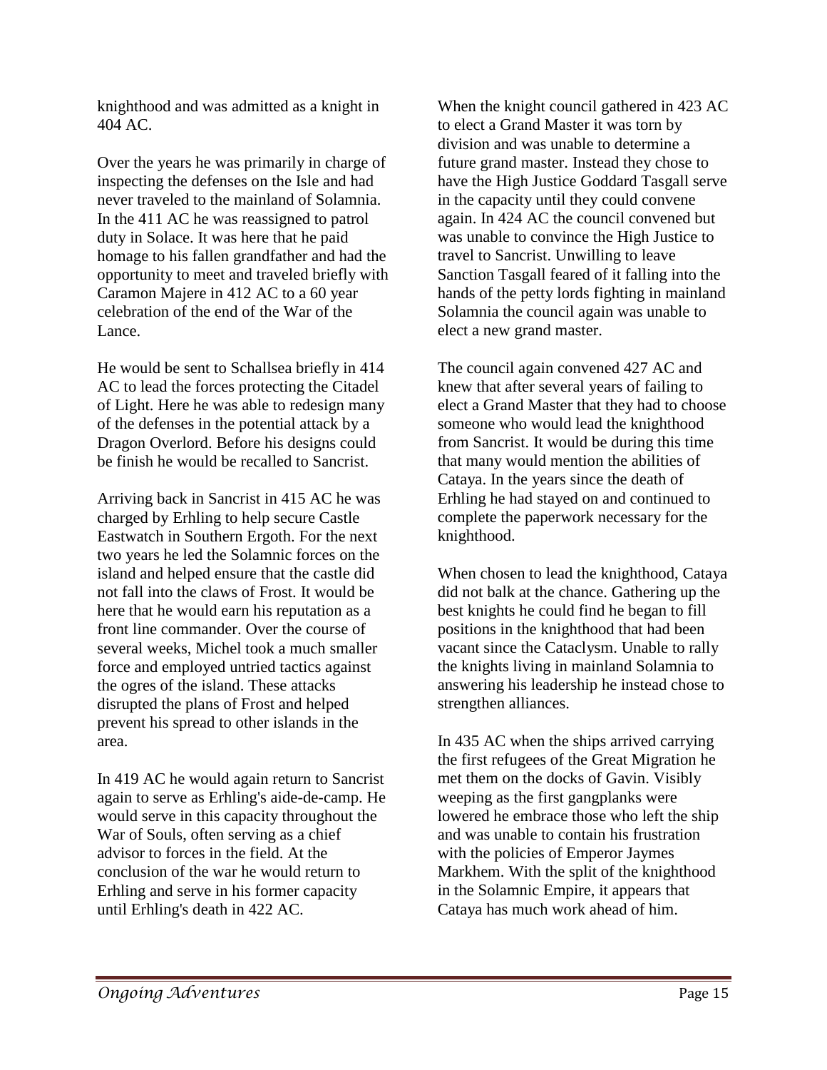knighthood and was admitted as a knight in 404 AC.

Over the years he was primarily in charge of inspecting the defenses on the Isle and had never traveled to the mainland of Solamnia. In the 411 AC he was reassigned to patrol duty in Solace. It was here that he paid homage to his fallen grandfather and had the opportunity to meet and traveled briefly with Caramon Majere in 412 AC to a 60 year celebration of the end of the War of the Lance.

He would be sent to Schallsea briefly in 414 AC to lead the forces protecting the Citadel of Light. Here he was able to redesign many of the defenses in the potential attack by a Dragon Overlord. Before his designs could be finish he would be recalled to Sancrist.

Arriving back in Sancrist in 415 AC he was charged by Erhling to help secure Castle Eastwatch in Southern Ergoth. For the next two years he led the Solamnic forces on the island and helped ensure that the castle did not fall into the claws of Frost. It would be here that he would earn his reputation as a front line commander. Over the course of several weeks, Michel took a much smaller force and employed untried tactics against the ogres of the island. These attacks disrupted the plans of Frost and helped prevent his spread to other islands in the area.

In 419 AC he would again return to Sancrist again to serve as Erhling's aide-de-camp. He would serve in this capacity throughout the War of Souls, often serving as a chief advisor to forces in the field. At the conclusion of the war he would return to Erhling and serve in his former capacity until Erhling's death in 422 AC.

When the knight council gathered in 423 AC to elect a Grand Master it was torn by division and was unable to determine a future grand master. Instead they chose to have the High Justice Goddard Tasgall serve in the capacity until they could convene again. In 424 AC the council convened but was unable to convince the High Justice to travel to Sancrist. Unwilling to leave Sanction Tasgall feared of it falling into the hands of the petty lords fighting in mainland Solamnia the council again was unable to elect a new grand master.

The council again convened 427 AC and knew that after several years of failing to elect a Grand Master that they had to choose someone who would lead the knighthood from Sancrist. It would be during this time that many would mention the abilities of Cataya. In the years since the death of Erhling he had stayed on and continued to complete the paperwork necessary for the knighthood.

When chosen to lead the knighthood, Cataya did not balk at the chance. Gathering up the best knights he could find he began to fill positions in the knighthood that had been vacant since the Cataclysm. Unable to rally the knights living in mainland Solamnia to answering his leadership he instead chose to strengthen alliances.

In 435 AC when the ships arrived carrying the first refugees of the Great Migration he met them on the docks of Gavin. Visibly weeping as the first gangplanks were lowered he embrace those who left the ship and was unable to contain his frustration with the policies of Emperor Jaymes Markhem. With the split of the knighthood in the Solamnic Empire, it appears that Cataya has much work ahead of him.